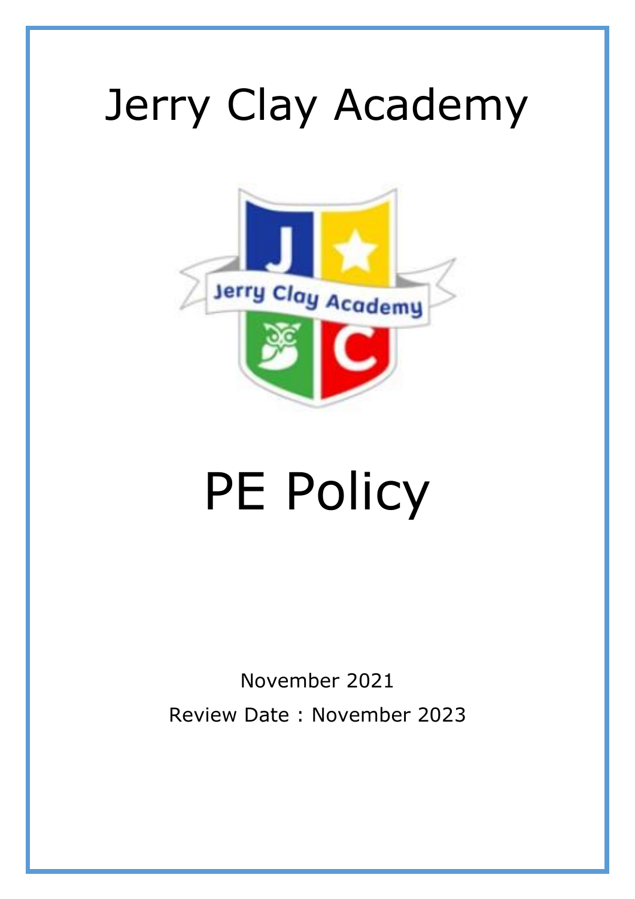# Jerry Clay Academy

# PE Policy

November 2021

Review Date : November 2023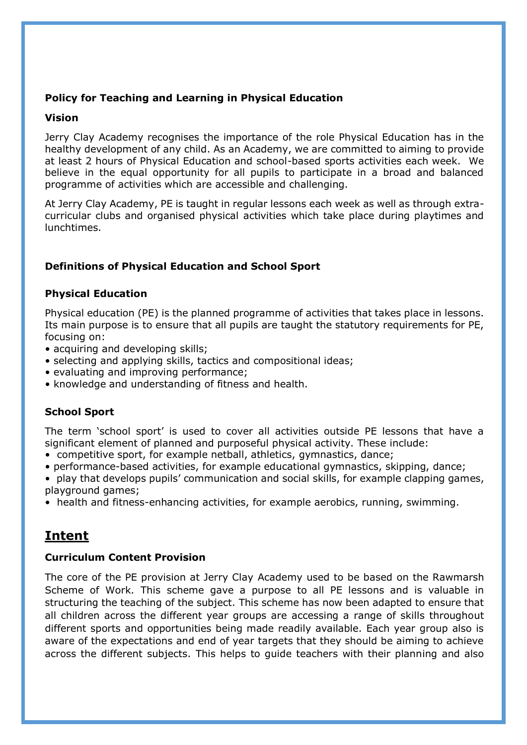**Policy for Teaching and Learning in Physical Education**

**Vision**

Jerry Clay Academy recognises the importance of the role Physical Education has in the healthy development of any child. As an Academy, we are committed to aiming to provide at least 2 hours of Physical Education and school-based sports activities each week. We believe in the equal opportunity for all pupils to participate in a broad and balanced programme of activities which are accessible and challenging.

At Jerry Clay Academy, PE is taught in regular lessons each week as well as through extra-curricular clubs and organised physical activities which take place during playtimes and lunchtimes.

**Definitions of Physical Education and School Sport**

**Physical Education**

Physical education (PE) is the planned programme of activities that takes place in lessons. Its main purpose is to ensure that all pupils are taught the statutory requirements for PE, focusing on:

- acquiring and developing skills;
- selecting and applying skills, tactics and compositional ideas;
- evaluating and improving performance;
- knowledge and understanding of fitness and health.

**School Sport**

The term 'school sport' is used to cover all activities outside PE lessons that have a significant element of planned and purposeful physical activity. These include:

- competitive sport, for example netball, athletics, gymnastics, dance;
- performance-based activities, for example educational gymnastics, skipping, dance;
- play that develops pupils' communication and social skills, for example clapping games, playground games;
- health and fitness-enhancing activities, for example aerobics, running, swimming.

## Intent

**Curriculum Content Provision**

The core of the PE provision at Jerry Clay Academy used to be based on the Rawmarsh Scheme of Work. This scheme gave a purpose to all PE lessons and is valuable in structuring the teaching of the subject. This scheme has now been adapted to ensure that all children across the different year groups are accessing a range of skills throughout different sports and opportunities being made readily available. Each year group also is aware of the expectations and end of year targets that they should be aiming to achieve across the different subjects. This helps to guide teachers with their planning and also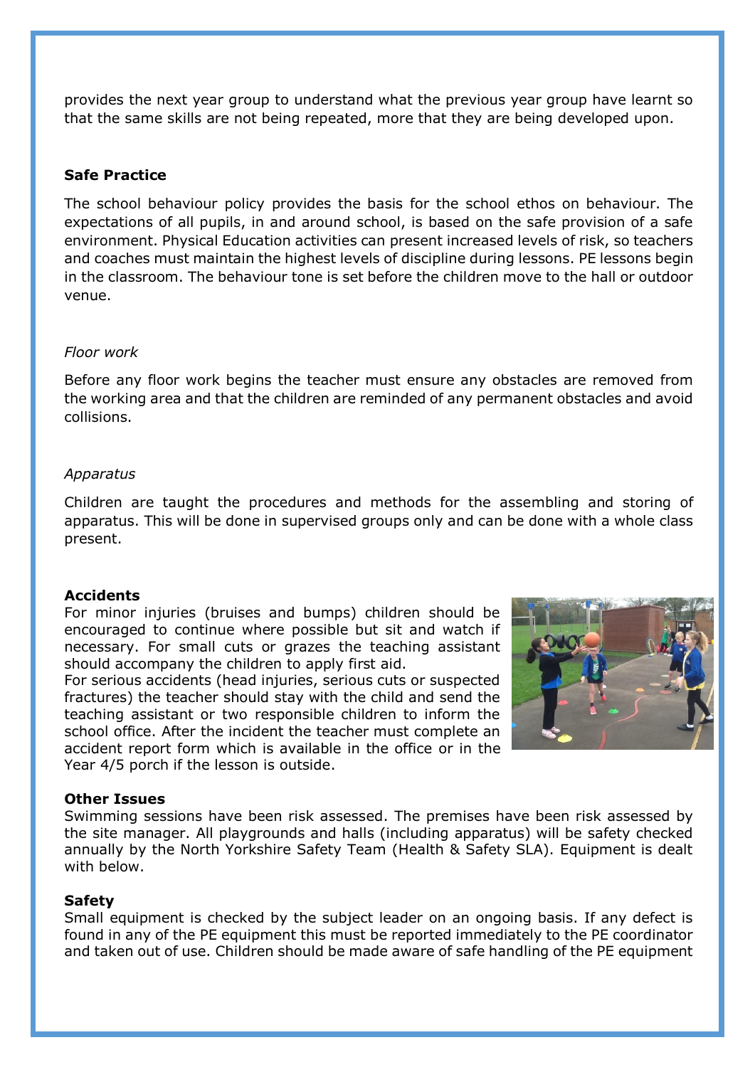provides the next year group to understand what the previous year group have learnt so that the same skills are not being repeated, more that they are being developed upon.

### Safe Practice

The school behaviour policy provides the basis for the school ethos on behaviour. The expectations of all pupils, in and around school, is based on the safe provision of a safe environment. Physical Education activities can present increased levels of risk, so teachers and coaches must maintain the highest levels of discipline during lessons. PE lessons begin in the classroom. The behaviour tone is set before the children move to the hall or outdoor venue.

*Floor work*

Before any floor work begins the teacher must ensure any obstacles are removed from the working area and that the children are reminded of any permanent obstacles and avoid collisions.

*Apparatus*

Children are taught the procedures and methods for the assembling and storing of apparatus. This will be done in supervised groups only and can be done with a whole class present.

### Accidents

For minor injuries (bruises and bumps) children should be encouraged to continue where possible but sit and watch if necessary. For small cuts or grazes the teaching assistant should accompany the children to apply first aid.

For serious accidents (head injuries, serious cuts or suspected fractures) the teacher should stay with the child and send the teaching assistant or two responsible children to inform the school office. After the incident the teacher must complete an accident report form which is available in the office or in the Year 4/5 porch if the lesson is outside.

### Other Issues

Swimming sessions have been risk assessed. The premises have been risk assessed by the site manager. All playgrounds and halls (including apparatus) will be safety checked annually by the North Yorkshire Safety Team (Health & Safety SLA). Equipment is dealt with below.

### Safety

Small equipment is checked by the subject leader on an ongoing basis. If any defect is found in any of the PE equipment this must be reported immediately to the PE coordinator and taken out of use. Children should be made aware of safe handling of the PE equipment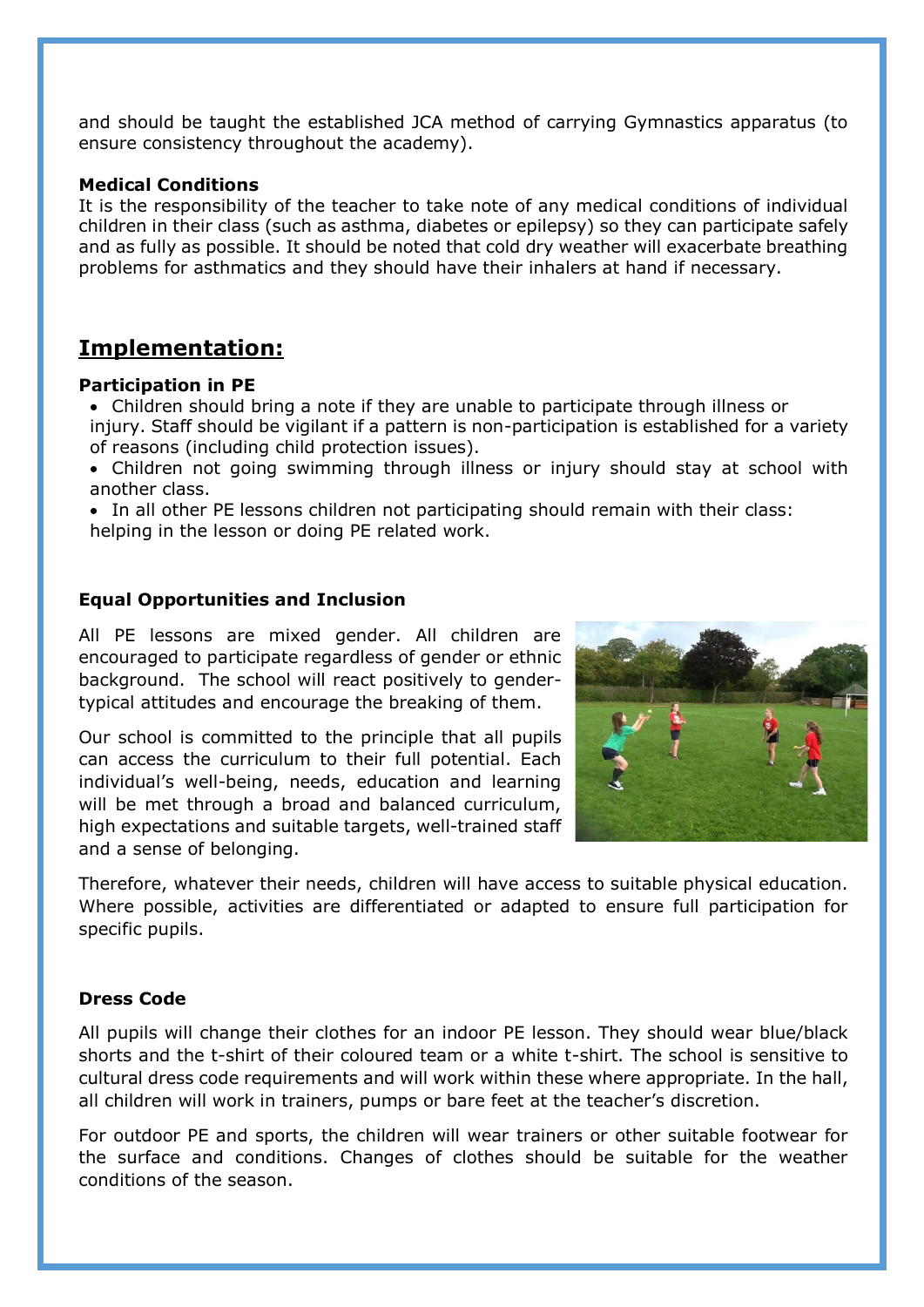and should be taught the established JCA method of carrying Gymnastics apparatus (to ensure consistency throughout the academy).

**Medical Conditions**

It is the responsibility of the teacher to take note of any medical conditions of individual children in their class (such as asthma, diabetes or epilepsy) so they can participate safely and as fully as possible. It should be noted that cold dry weather will exacerbate breathing problems for asthmatics and they should have their inhalers at hand if necessary.

## Implementation:

**Participation in PE**

- Children should bring a note if they are unable to participate through illness or injury. Staff should be vigilant if a pattern is non-participation is established for a variety of reasons (including child protection issues).
- Children not going swimming through illness or injury should stay at school with another class.
- In all other PE lessons children not participating should remain with their class: helping in the lesson or doing PE related work.

**Equal Opportunities and Inclusion**

All PE lessons are mixed gender. All children are encouraged to participate regardless of gender or ethnic background. The school will react positively to gender-typical attitudes and encourage the breaking of them.

Our school is committed to the principle that all pupils can access the curriculum to their full potential. Each individual's well-being, needs, education and learning will be met through a broad and balanced curriculum, high expectations and suitable targets, well-trained staff and a sense of belonging.

Therefore, whatever their needs, children will have access to suitable physical education. Where possible, activities are differentiated or adapted to ensure full participation for specific pupils.

**Dress Code**

All pupils will change their clothes for an indoor PE lesson. They should wear blue/black shorts and the t-shirt of their coloured team or a white t-shirt. The school is sensitive to cultural dress code requirements and will work within these where appropriate. In the hall, all children will work in trainers, pumps or bare feet at the teacher's discretion.

For outdoor PE and sports, the children will wear trainers or other suitable footwear for the surface and conditions. Changes of clothes should be suitable for the weather conditions of the season.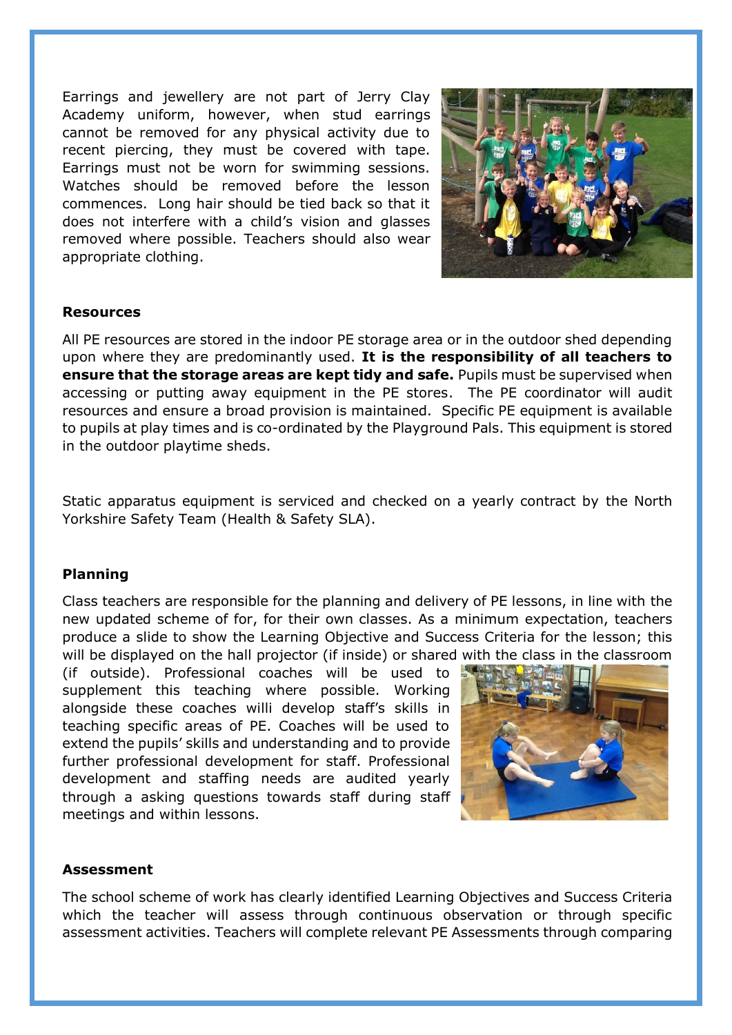Earrings and jewellery are not part of Jerry Clay Academy uniform, however, when stud earrings cannot be removed for any physical activity due to recent piercing, they must be covered with tape. Earrings must not be worn for swimming sessions. Watches should be removed before the lesson commences. Long hair should be tied back so that it does not interfere with a child's vision and glasses removed where possible. Teachers should also wear appropriate clothing.

**Resources**

All PE resources are stored in the indoor PE storage area or in the outdoor shed depending upon where they are predominantly used. **It is the responsibility of all teachers to ensure that the storage areas are kept tidy and safe.** Pupils must be supervised when accessing or putting away equipment in the PE stores. The PE coordinator will audit resources and ensure a broad provision is maintained. Specific PE equipment is available to pupils at play times and is co-ordinated by the Playground Pals. This equipment is stored in the outdoor playtime sheds.

Static apparatus equipment is serviced and checked on a yearly contract by the North Yorkshire Safety Team (Health & Safety SLA).

**Planning**

Class teachers are responsible for the planning and delivery of PE lessons, in line with the new updated scheme of for, for their own classes. As a minimum expectation, teachers produce a slide to show the Learning Objective and Success Criteria for the lesson; this will be displayed on the hall projector (if inside) or shared with the class in the classroom (if outside). Professional coaches will be used to supplement this teaching where possible. Working alongside these coaches willi develop staff's skills in teaching specific areas of PE. Coaches will be used to extend the pupils' skills and understanding and to provide further professional development for staff. Professional development and staffing needs are audited yearly through a asking questions towards staff during staff meetings and within lessons.

**Assessment**

The school scheme of work has clearly identified Learning Objectives and Success Criteria which the teacher will assess through continuous observation or through specific assessment activities. Teachers will complete relevant PE Assessments through comparing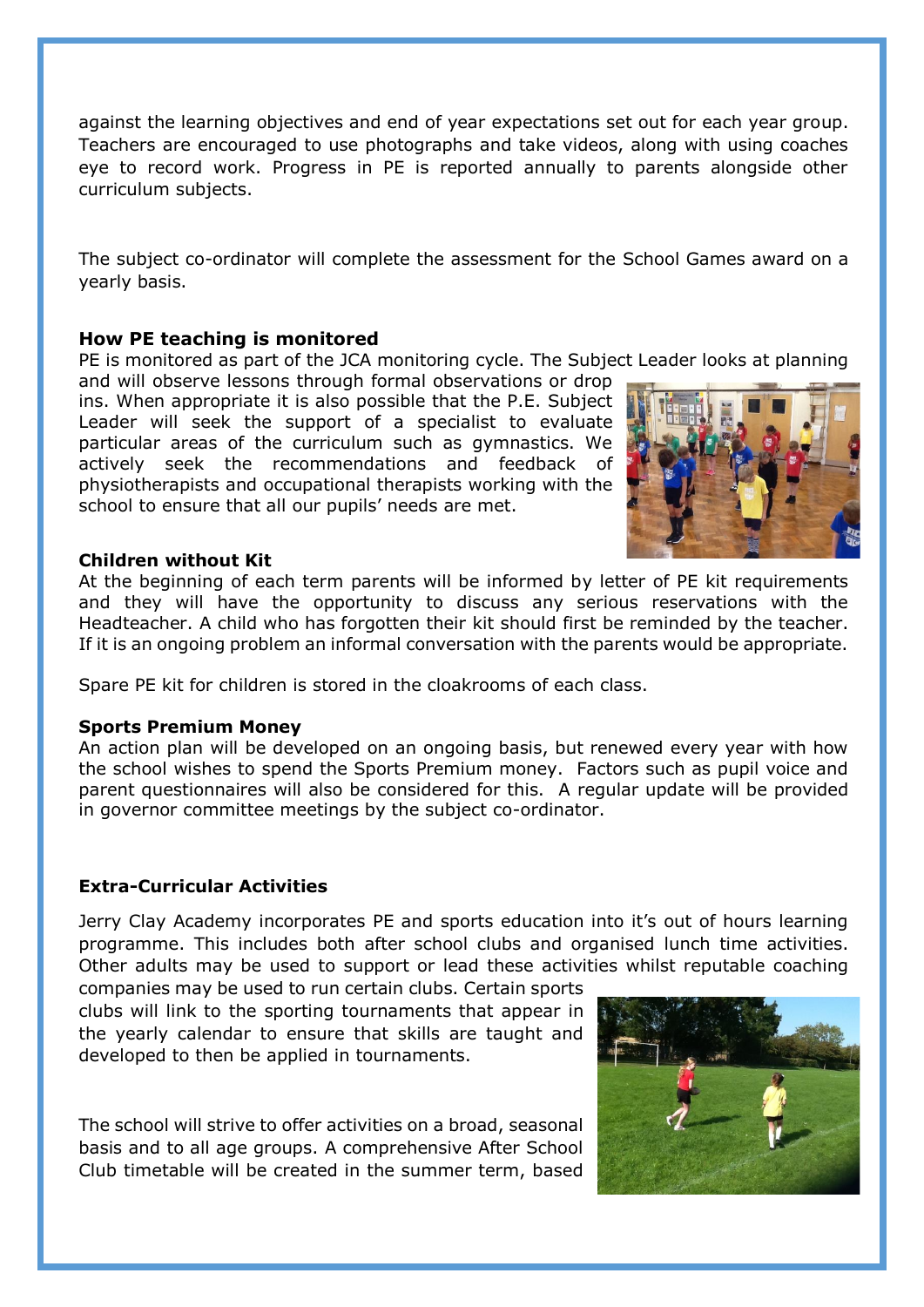against the learning objectives and end of year expectations set out for each year group. Teachers are encouraged to use photographs and take videos, along with using coaches eye to record work. Progress in PE is reported annually to parents alongside other curriculum subjects.

The subject co-ordinator will complete the assessment for the School Games award on a yearly basis.

**How PE teaching is monitored**

PE is monitored as part of the JCA monitoring cycle. The Subject Leader looks at planning and will observe lessons through formal observations or drop ins. When appropriate it is also possible that the P.E. Subject Leader will seek the support of a specialist to evaluate particular areas of the curriculum such as gymnastics. We actively seek the recommendations and feedback of physiotherapists and occupational therapists working with the school to ensure that all our pupils' needs are met.

**Children without Kit**

At the beginning of each term parents will be informed by letter of PE kit requirements and they will have the opportunity to discuss any serious reservations with the Headteacher. A child who has forgotten their kit should first be reminded by the teacher. If it is an ongoing problem an informal conversation with the parents would be appropriate.

Spare PE kit for children is stored in the cloakrooms of each class.

**Sports Premium Money**

An action plan will be developed on an ongoing basis, but renewed every year with how the school wishes to spend the Sports Premium money. Factors such as pupil voice and parent questionnaires will also be considered for this. A regular update will be provided in governor committee meetings by the subject co-ordinator.

**Extra-Curricular Activities**

Jerry Clay Academy incorporates PE and sports education into it's out of hours learning programme. This includes both after school clubs and organised lunch time activities. Other adults may be used to support or lead these activities whilst reputable coaching companies may be used to run certain clubs. Certain sports clubs will link to the sporting tournaments that appear in the yearly calendar to ensure that skills are taught and developed to then be applied in tournaments.

The school will strive to offer activities on a broad, seasonal basis and to all age groups. A comprehensive After School Club timetable will be created in the summer term, based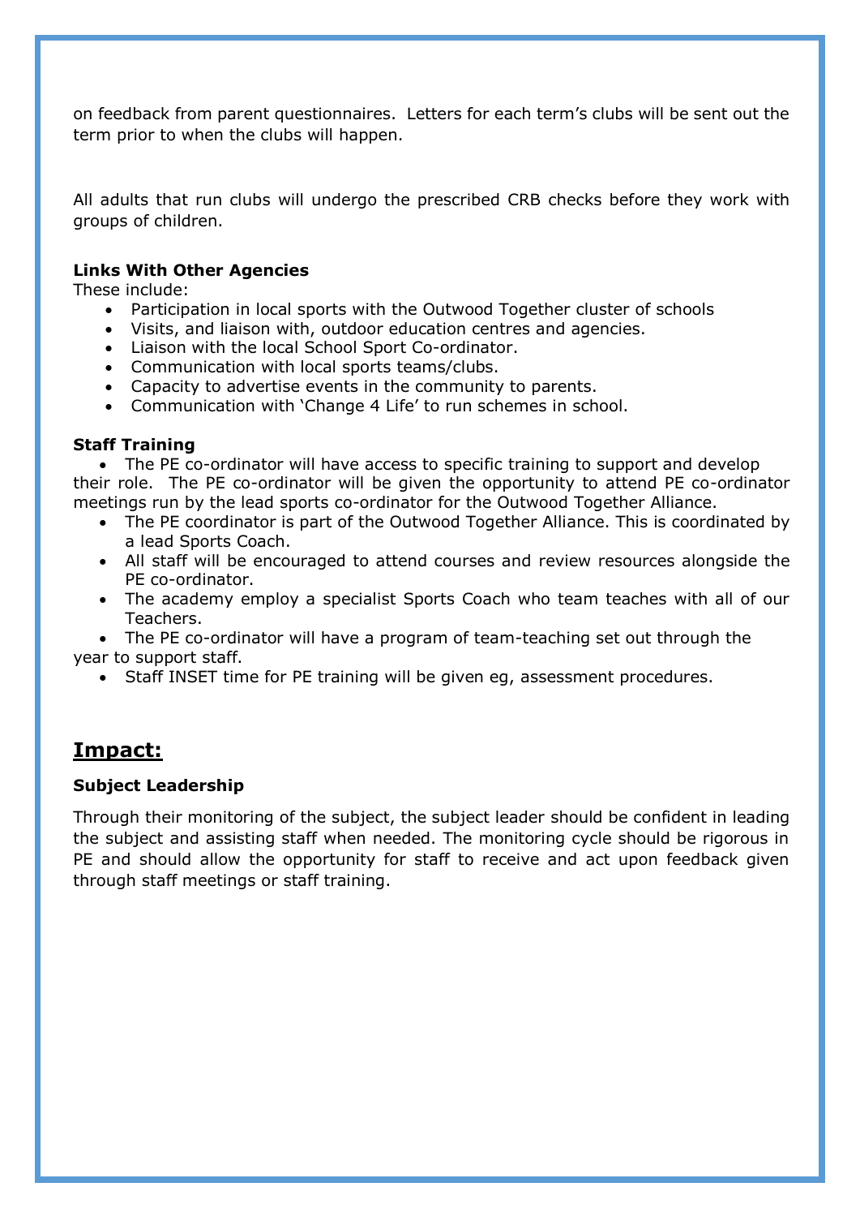on feedback from parent questionnaires.  Letters for each term's clubs will be sent out the term prior to when the clubs will happen.

All adults that run clubs will undergo the prescribed CRB checks before they work with groups of children.

**Links With Other Agencies**

These include:

- Participation in local sports with the Outwood Together cluster of schools
- Visits, and liaison with, outdoor education centres and agencies.
- Liaison with the local School Sport Co-ordinator.
- Communication with local sports teams/clubs.
- Capacity to advertise events in the community to parents.
- Communication with 'Change 4 Life' to run schemes in school.

**Staff Training**

- The PE co-ordinator will have access to specific training to support and develop their role.  The PE co-ordinator will be given the opportunity to attend PE co-ordinator meetings run by the lead sports co-ordinator for the Outwood Together Alliance.
- The PE coordinator is part of the Outwood Together Alliance. This is coordinated by a lead Sports Coach.
- All staff will be encouraged to attend courses and review resources alongside the PE co-ordinator.
- The academy employ a specialist Sports Coach who team teaches with all of our Teachers.
- The PE co-ordinator will have a program of team-teaching set out through the year to support staff.
- Staff INSET time for PE training will be given eg, assessment procedures.

## Impact:

**Subject Leadership**

Through their monitoring of the subject, the subject leader should be confident in leading the subject and assisting staff when needed. The monitoring cycle should be rigorous in PE and should allow the opportunity for staff to receive and act upon feedback given through staff meetings or staff training.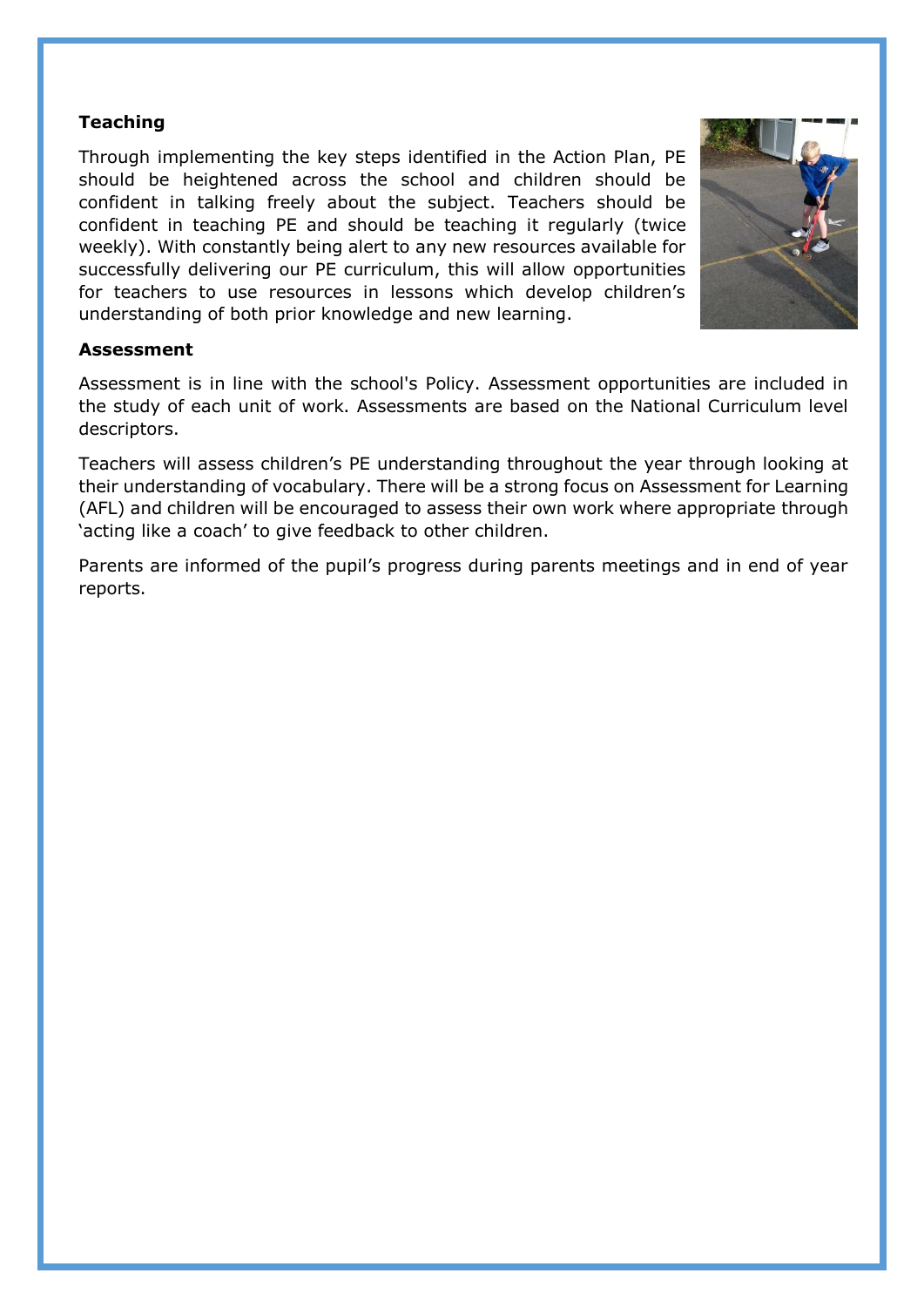**Teaching**

Through implementing the key steps identified in the Action Plan, PE should be heightened across the school and children should be confident in talking freely about the subject. Teachers should be confident in teaching PE and should be teaching it regularly (twice weekly). With constantly being alert to any new resources available for successfully delivering our PE curriculum, this will allow opportunities for teachers to use resources in lessons which develop children's understanding of both prior knowledge and new learning.

**Assessment**

Assessment is in line with the school's Policy. Assessment opportunities are included in the study of each unit of work. Assessments are based on the National Curriculum level descriptors.

Teachers will assess children's PE understanding throughout the year through looking at their understanding of vocabulary. There will be a strong focus on Assessment for Learning (AFL) and children will be encouraged to assess their own work where appropriate through 'acting like a coach' to give feedback to other children.

Parents are informed of the pupil's progress during parents meetings and in end of year reports.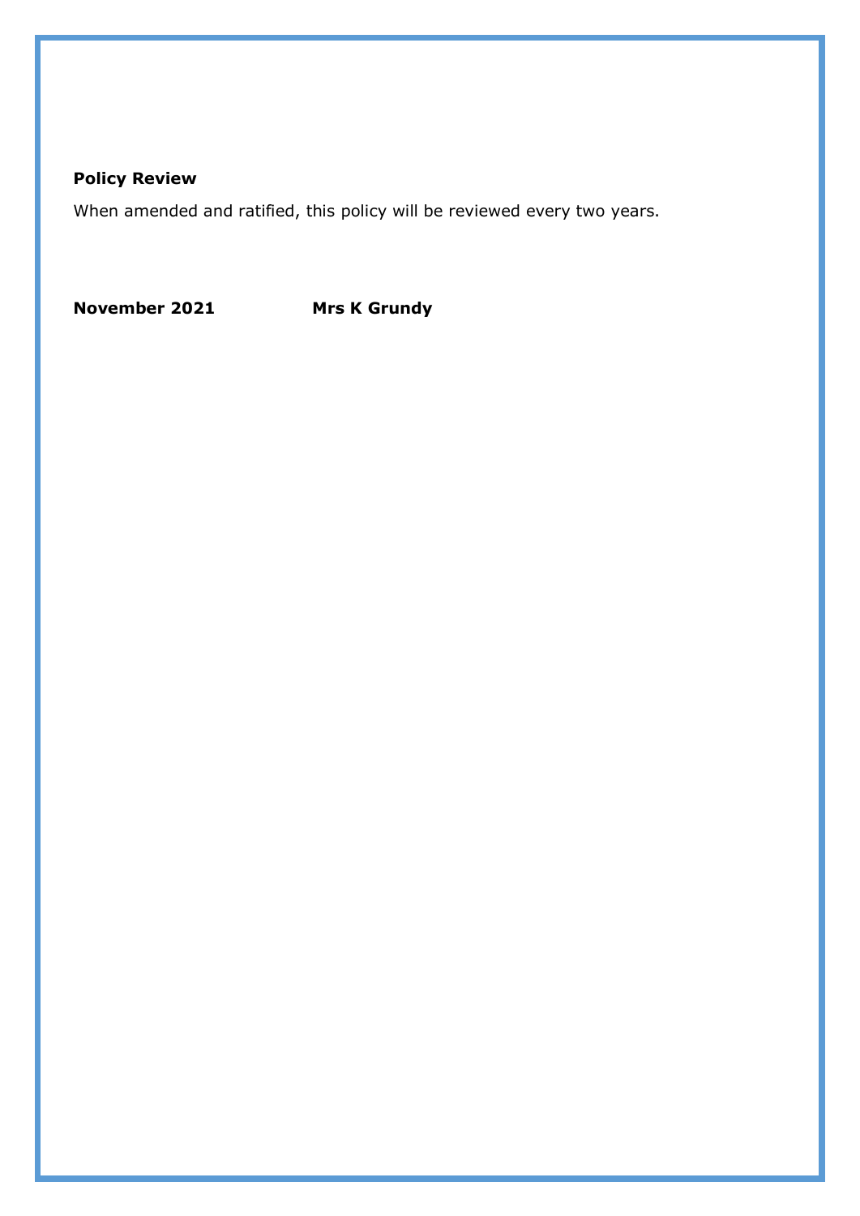**Policy Review**

When amended and ratified, this policy will be reviewed every two years.

**November 2021** **Mrs K Grundy**